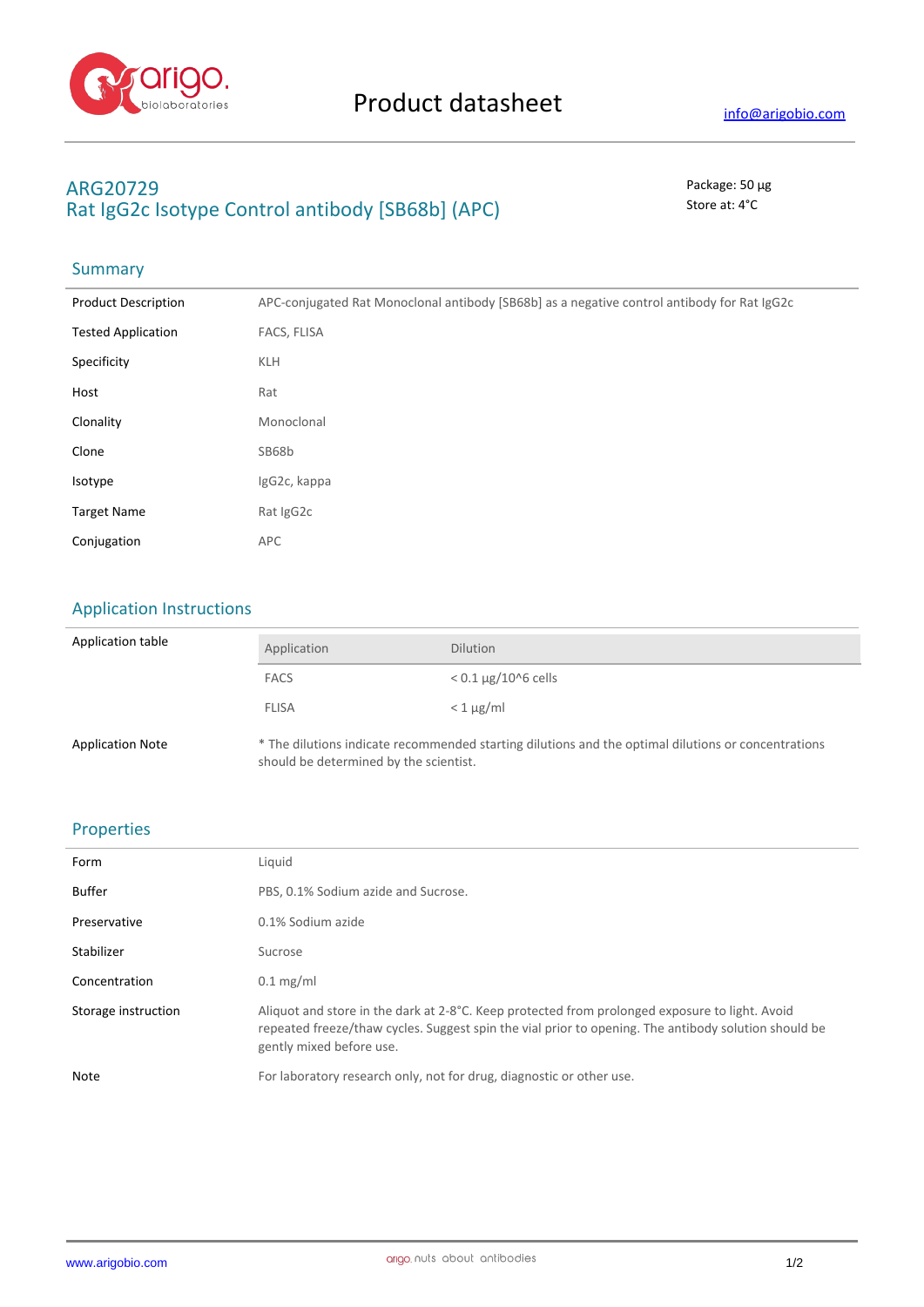# Product datasheet

info@arigobio.com

## ARG20729
## Rat IgG2c Isotype Control antibody [SB68b] (APC)

Package: 50 μg
Store at: 4°C

### Summary

| | |
|---|---|
| Product Description | APC-conjugated Rat Monoclonal antibody [SB68b] as a negative control antibody for Rat IgG2c |
| Tested Application | FACS, FLISA |
| Specificity | KLH |
| Host | Rat |
| Clonality | Monoclonal |
| Clone | SB68b |
| Isotype | IgG2c, kappa |
| Target Name | Rat IgG2c |
| Conjugation | APC |

### Application Instructions

Application table

| Application | Dilution |
|---|---|
| FACS | < 0.1 μg/10^6 cells |
| FLISA | < 1 μg/ml |

Application Note: * The dilutions indicate recommended starting dilutions and the optimal dilutions or concentrations should be determined by the scientist.

### Properties

| | |
|---|---|
| Form | Liquid |
| Buffer | PBS, 0.1% Sodium azide and Sucrose. |
| Preservative | 0.1% Sodium azide |
| Stabilizer | Sucrose |
| Concentration | 0.1 mg/ml |
| Storage instruction | Aliquot and store in the dark at 2-8°C. Keep protected from prolonged exposure to light. Avoid repeated freeze/thaw cycles. Suggest spin the vial prior to opening. The antibody solution should be gently mixed before use. |
| Note | For laboratory research only, not for drug, diagnostic or other use. |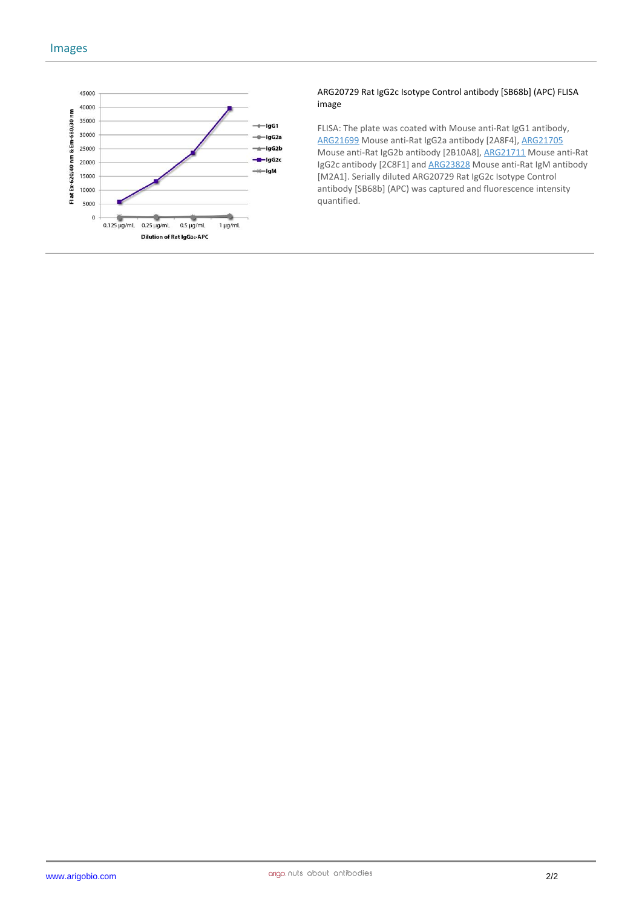## Images

45000
40000
35000
30000
25000
20000
15000
10000
5000
0

Flat Ex-620/40 nm & Em-680/30 nm

0.125 μg/mL
0.25 μg/mL
0.5 μg/mL
1 μg/mL

Dilution of Rat IgG2c-APC

IgG1
IgG2a
IgG2b
IgG2c
IgM

ARG20729 Rat IgG2c Isotype Control antibody [SB68b] (APC) FLISA image

FLISA: The plate was coated with Mouse anti-Rat IgG1 antibody, ARG21699 Mouse anti-Rat IgG2a antibody [2A8F4], ARG21705 Mouse anti-Rat IgG2b antibody [2B10A8], ARG21711 Mouse anti-Rat IgG2c antibody [2C8F1] and ARG23828 Mouse anti-Rat IgM antibody [M2A1]. Serially diluted ARG20729 Rat IgG2c Isotype Control antibody [SB68b] (APC) was captured and fluorescence intensity quantified.